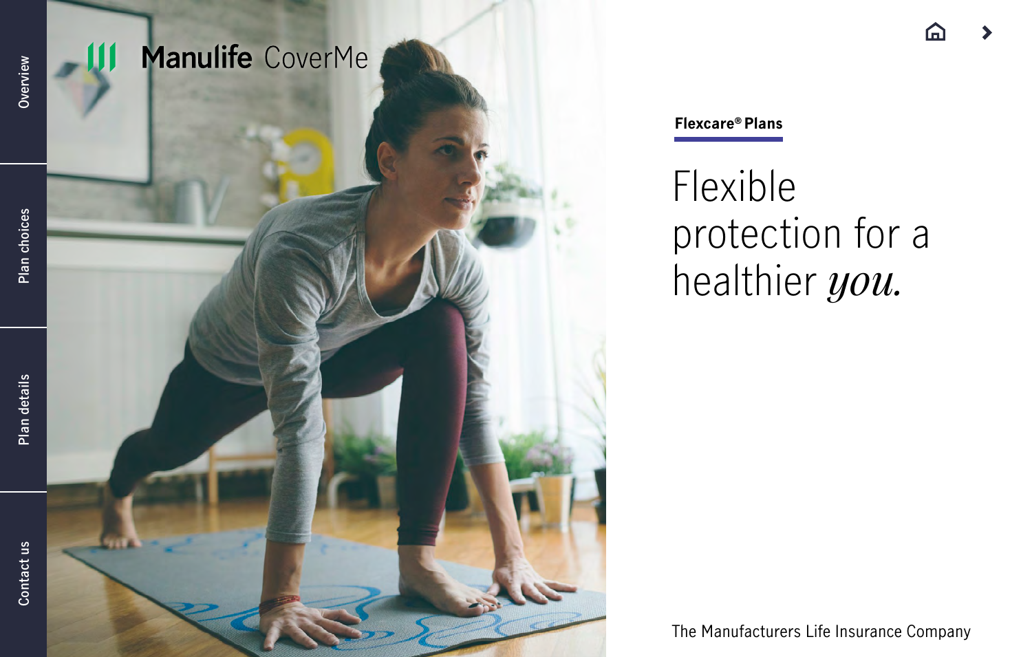Manulife CoverMe

**Flexcare® Plans**

# Flexible protection for a healthier *you.*

The Manufacturers Life Insurance Company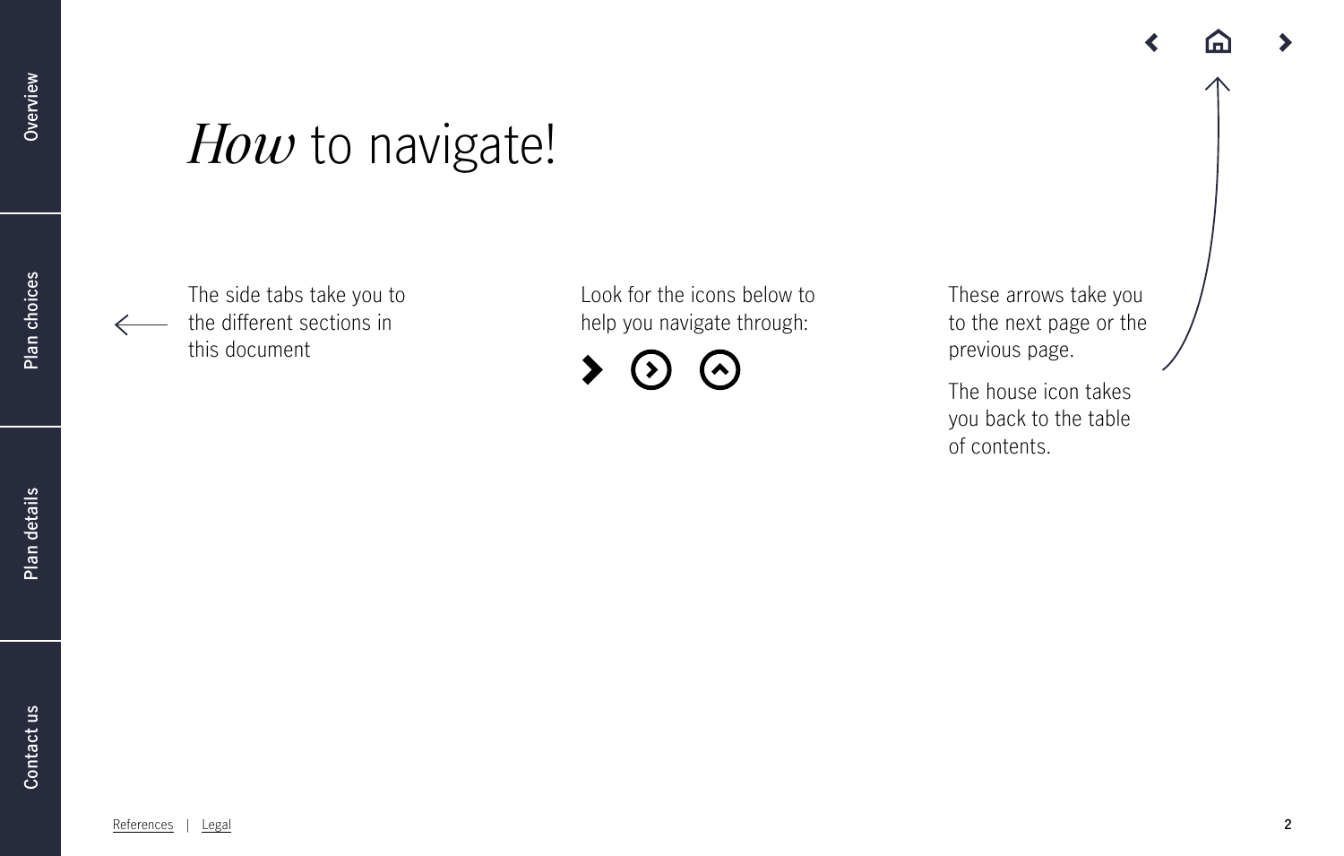# *How* to navigate!

The side tabs take you to the different sections in this document

Look for the icons below to help you navigate through:

These arrows take you to the next page or the previous page.

The house icon takes you back to the table of contents.

References | Legal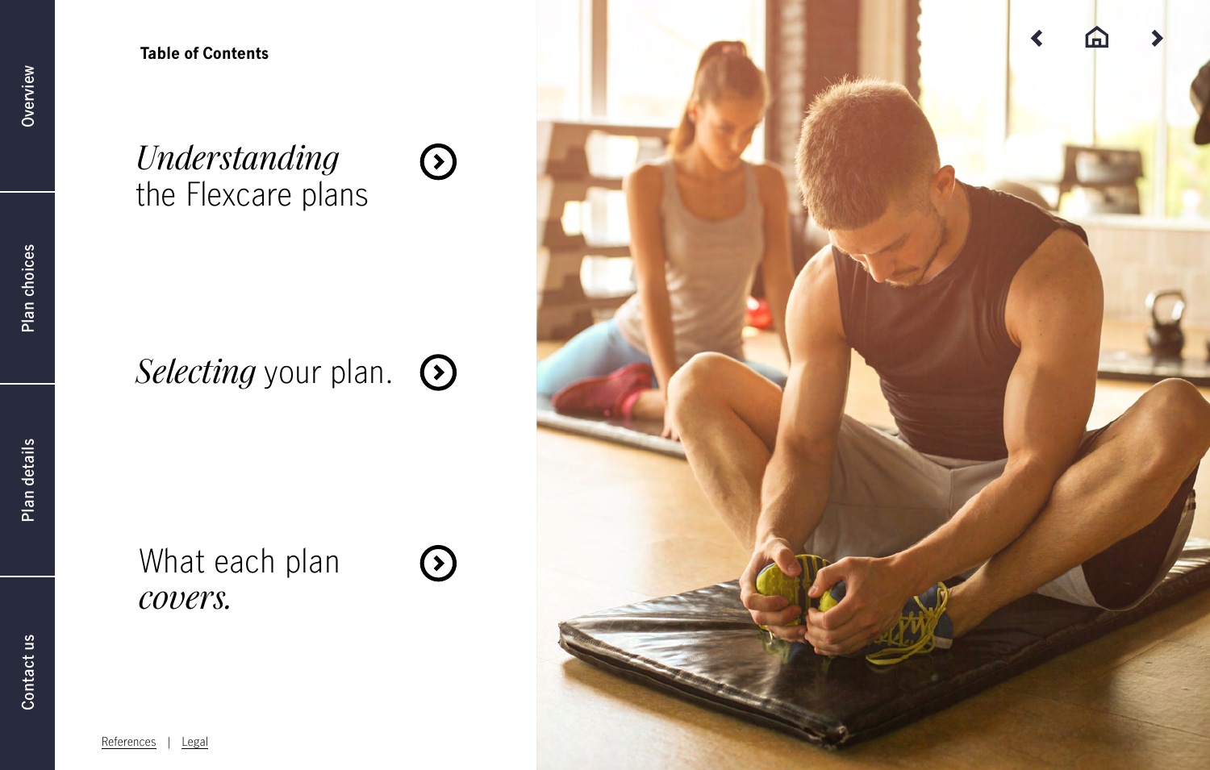## Table of Contents

*Understanding* the Flexcare plans

*Selecting* your plan.

What each plan *covers.*

Overview

Plan choices

Plan details

Contact us

References | Legal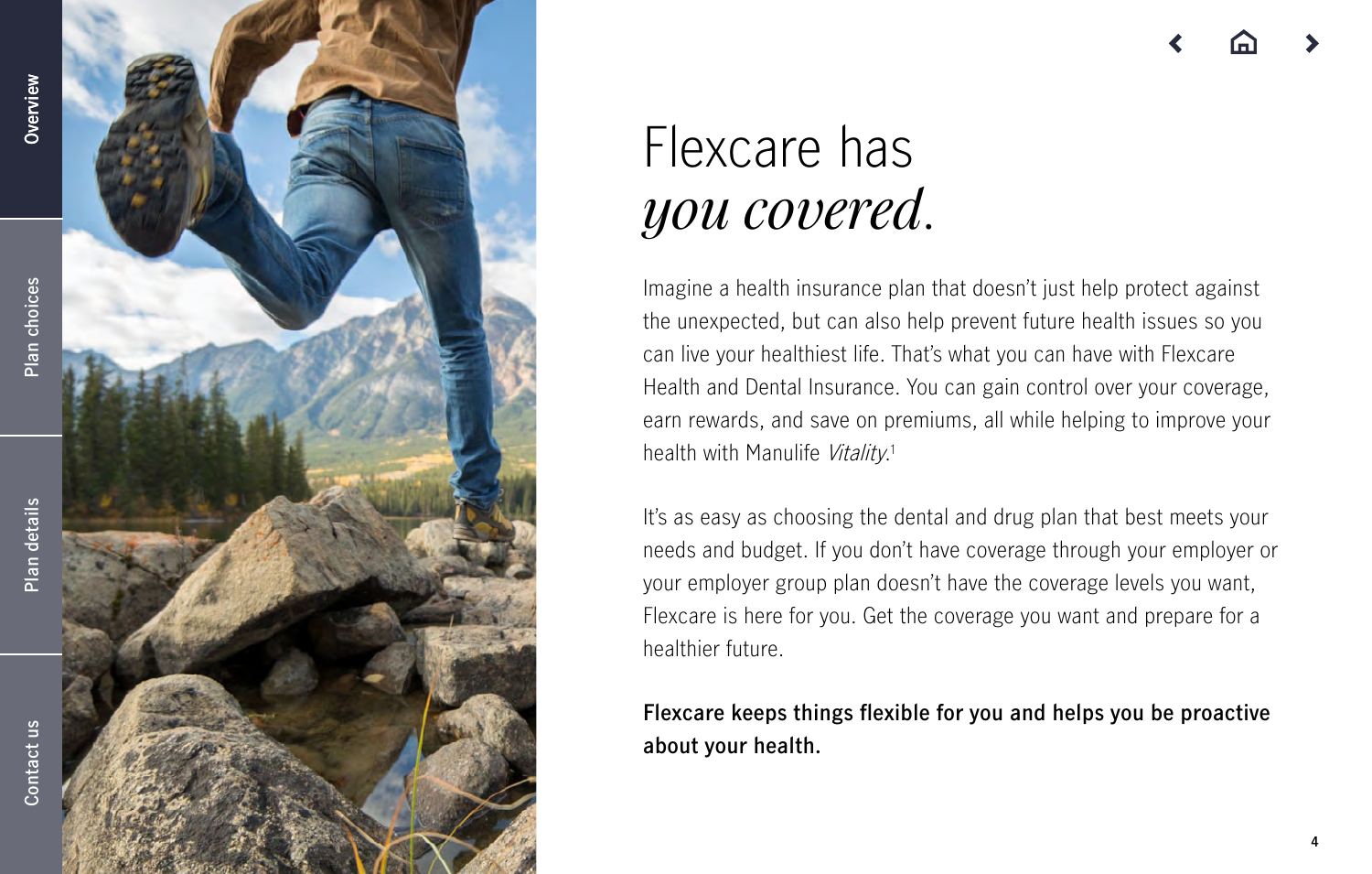# Flexcare has *you covered.*

Imagine a health insurance plan that doesn't just help protect against the unexpected, but can also help prevent future health issues so you can live your healthiest life. That's what you can have with Flexcare Health and Dental Insurance. You can gain control over your coverage, earn rewards, and save on premiums, all while helping to improve your health with Manulife *Vitality*.[1]

It's as easy as choosing the dental and drug plan that best meets your needs and budget. If you don't have coverage through your employer or your employer group plan doesn't have the coverage levels you want, Flexcare is here for you. Get the coverage you want and prepare for a healthier future.

**Flexcare keeps things flexible for you and helps you be proactive about your health.**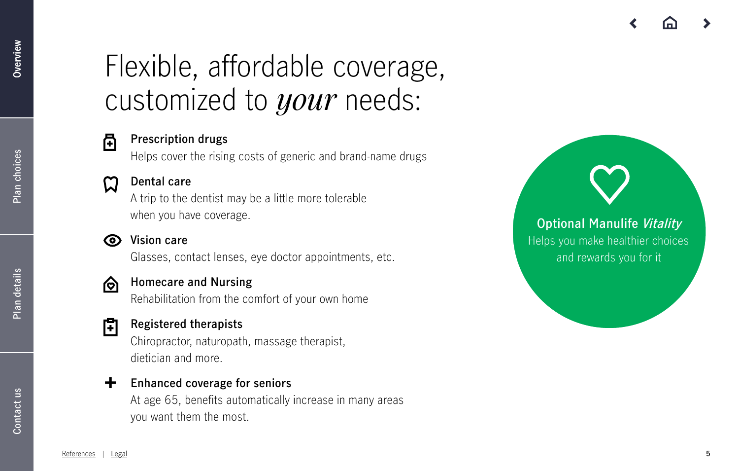# Flexible, affordable coverage, customized to *your* needs:

**Prescription drugs**
Helps cover the rising costs of generic and brand-name drugs

**Dental care**
A trip to the dentist may be a little more tolerable when you have coverage.

**Vision care**
Glasses, contact lenses, eye doctor appointments, etc.

**Homecare and Nursing**
Rehabilitation from the comfort of your own home

**Registered therapists**
Chiropractor, naturopath, massage therapist, dietician and more.

**Enhanced coverage for seniors**
At age 65, benefits automatically increase in many areas you want them the most.

**Optional Manulife *Vitality***
Helps you make healthier choices and rewards you for it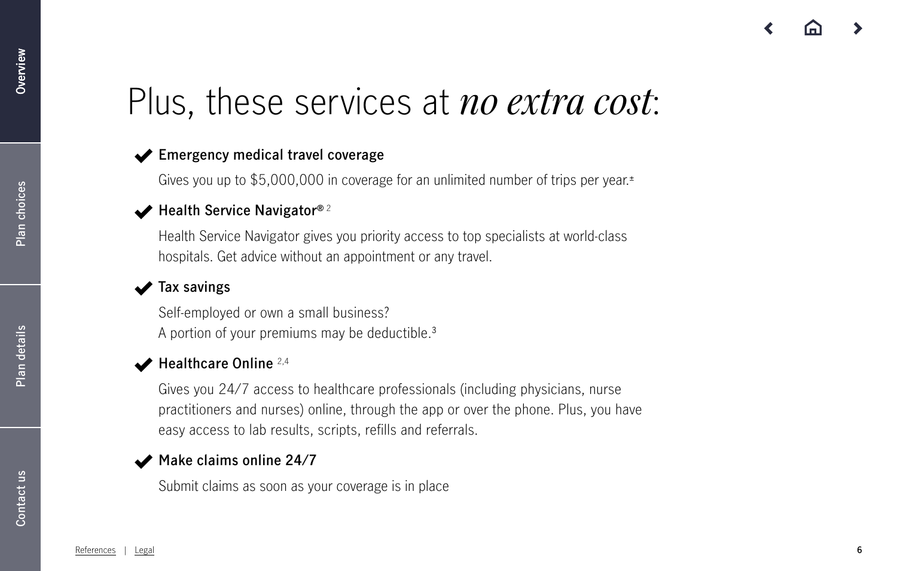# Plus, these services at *no extra cost*:

**Emergency medical travel coverage**

Gives you up to $5,000,000 in coverage for an unlimited number of trips per year.[±]

**Health Service Navigator®**[2]

Health Service Navigator gives you priority access to top specialists at world-class hospitals. Get advice without an appointment or any travel.

**Tax savings**

Self-employed or own a small business?
A portion of your premiums may be deductible.[3]

**Healthcare Online**[2,4]

Gives you 24/7 access to healthcare professionals (including physicians, nurse practitioners and nurses) online, through the app or over the phone. Plus, you have easy access to lab results, scripts, refills and referrals.

**Make claims online 24/7**

Submit claims as soon as your coverage is in place

References | Legal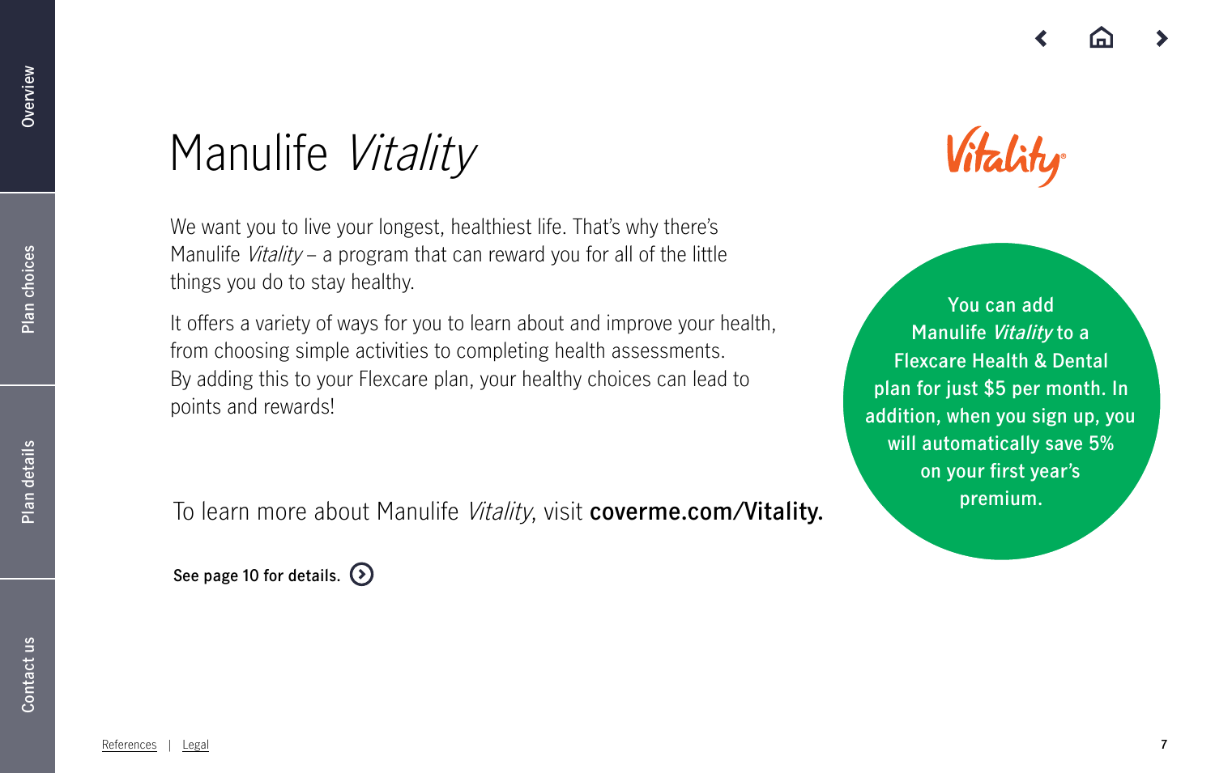# Manulife *Vitality*

We want you to live your longest, healthiest life. That's why there's Manulife *Vitality* – a program that can reward you for all of the little things you do to stay healthy.

It offers a variety of ways for you to learn about and improve your health, from choosing simple activities to completing health assessments. By adding this to your Flexcare plan, your healthy choices can lead to points and rewards!

To learn more about Manulife *Vitality*, visit **coverme.com/Vitality.**

**See page 10 for details.**

You can add Manulife *Vitality* to a Flexcare Health & Dental plan for just $5 per month. In addition, when you sign up, you will automatically save 5% on your first year's premium.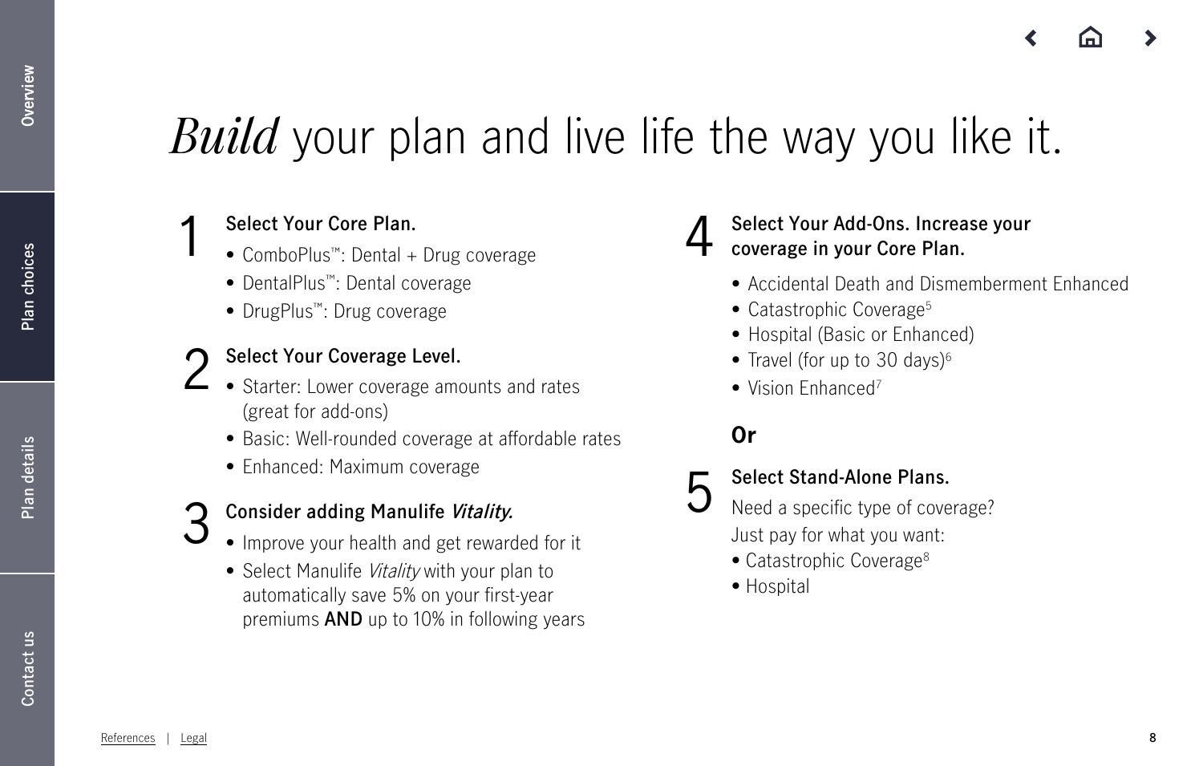# *Build* your plan and live life the way you like it.

## 1 Select Your Core Plan.

- ComboPlus™: Dental + Drug coverage
- DentalPlus™: Dental coverage
- DrugPlus™: Drug coverage

## 2 Select Your Coverage Level.

- Starter: Lower coverage amounts and rates (great for add-ons)
- Basic: Well-rounded coverage at affordable rates
- Enhanced: Maximum coverage

## 3 Consider adding Manulife *Vitality.*

- Improve your health and get rewarded for it
- Select Manulife *Vitality* with your plan to automatically save 5% on your first-year premiums **AND** up to 10% in following years

## 4 Select Your Add-Ons. Increase your coverage in your Core Plan.

- Accidental Death and Dismemberment Enhanced
- Catastrophic Coverage[5]
- Hospital (Basic or Enhanced)
- Travel (for up to 30 days)[6]
- Vision Enhanced[7]

**Or**

## 5 Select Stand-Alone Plans.

Need a specific type of coverage?
Just pay for what you want:

- Catastrophic Coverage[8]
- Hospital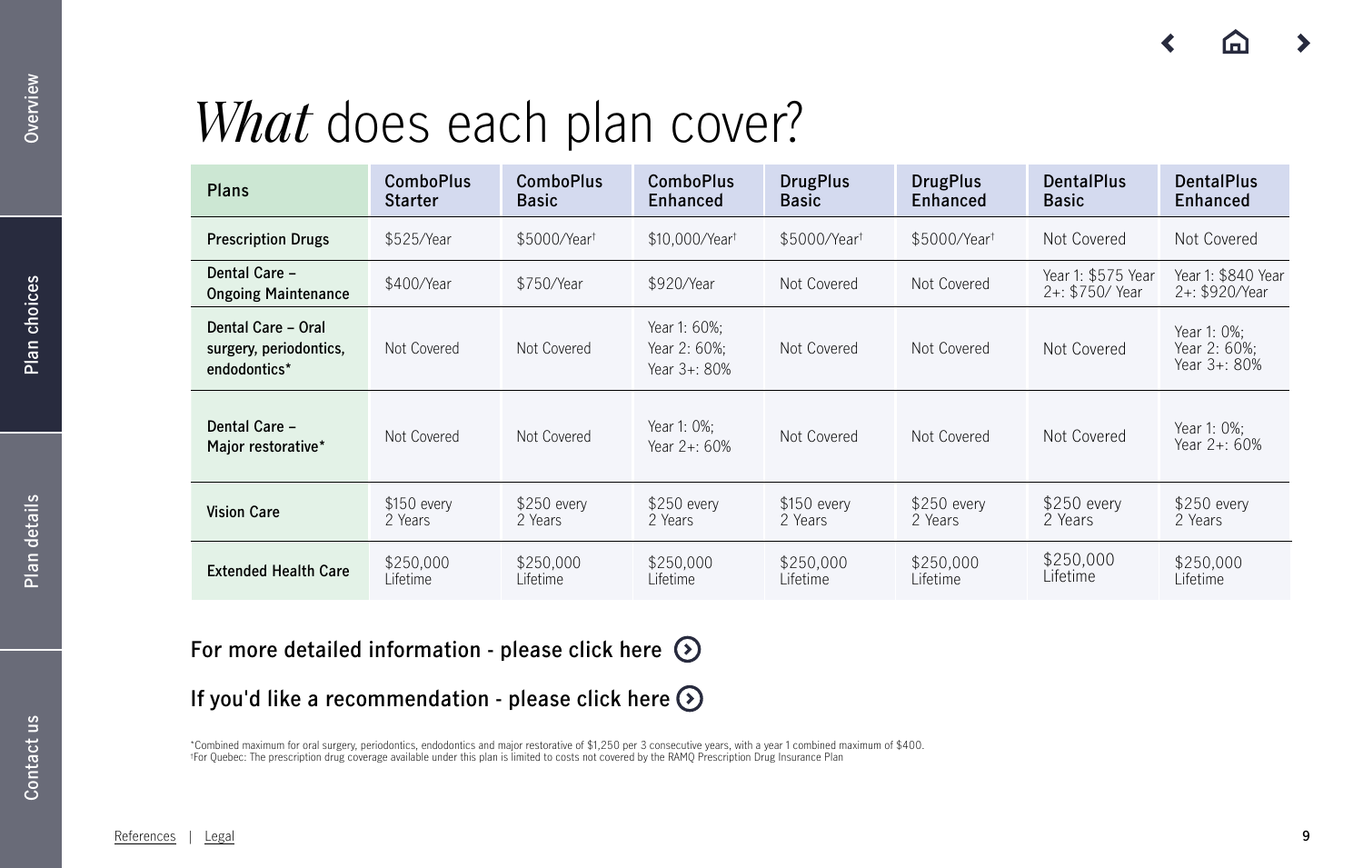# *What* does each plan cover?

| Plans | ComboPlus Starter | ComboPlus Basic | ComboPlus Enhanced | DrugPlus Basic | DrugPlus Enhanced | DentalPlus Basic | DentalPlus Enhanced |
|---|---|---|---|---|---|---|---|
| **Prescription Drugs** | $525/Year | $5000/Year† | $10,000/Year† | $5000/Year† | $5000/Year† | Not Covered | Not Covered |
| **Dental Care – Ongoing Maintenance** | $400/Year | $750/Year | $920/Year | Not Covered | Not Covered | Year 1: $575 Year 2+: $750/ Year | Year 1: $840 Year 2+: $920/Year |
| **Dental Care – Oral surgery, periodontics, endodontics*** | Not Covered | Not Covered | Year 1: 60%; Year 2: 60%; Year 3+: 80% | Not Covered | Not Covered | Not Covered | Year 1: 0%; Year 2: 60%; Year 3+: 80% |
| **Dental Care – Major restorative*** | Not Covered | Not Covered | Year 1: 0%; Year 2+: 60% | Not Covered | Not Covered | Not Covered | Year 1: 0%; Year 2+: 60% |
| **Vision Care** | $150 every 2 Years | $250 every 2 Years | $250 every 2 Years | $150 every 2 Years | $250 every 2 Years | $250 every 2 Years | $250 every 2 Years |
| **Extended Health Care** | $250,000 Lifetime | $250,000 Lifetime | $250,000 Lifetime | $250,000 Lifetime | $250,000 Lifetime | $250,000 Lifetime | $250,000 Lifetime |

**For more detailed information - please click here**

**If you'd like a recommendation - please click here**

*Combined maximum for oral surgery, periodontics, endodontics and major restorative of $1,250 per 3 consecutive years, with a year 1 combined maximum of $400.
†For Quebec: The prescription drug coverage available under this plan is limited to costs not covered by the RAMQ Prescription Drug Insurance Plan

References | Legal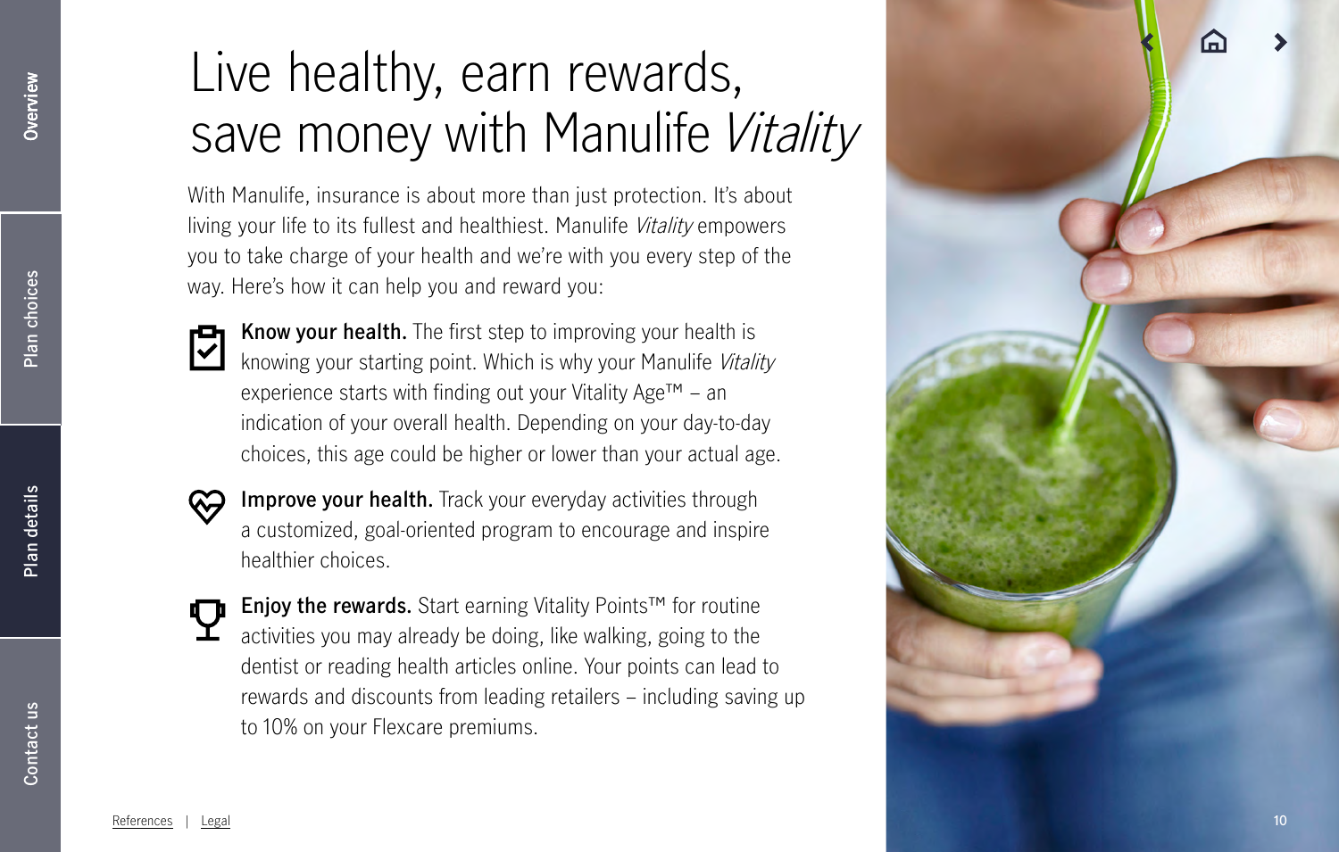# Live healthy, earn rewards, save money with Manulife *Vitality*

With Manulife, insurance is about more than just protection. It's about living your life to its fullest and healthiest. Manulife *Vitality* empowers you to take charge of your health and we're with you every step of the way. Here's how it can help you and reward you:

**Know your health.** The first step to improving your health is knowing your starting point. Which is why your Manulife *Vitality* experience starts with finding out your Vitality Age™ – an indication of your overall health. Depending on your day-to-day choices, this age could be higher or lower than your actual age.

**Improve your health.** Track your everyday activities through a customized, goal-oriented program to encourage and inspire healthier choices.

**Enjoy the rewards.** Start earning Vitality Points™ for routine activities you may already be doing, like walking, going to the dentist or reading health articles online. Your points can lead to rewards and discounts from leading retailers – including saving up to 10% on your Flexcare premiums.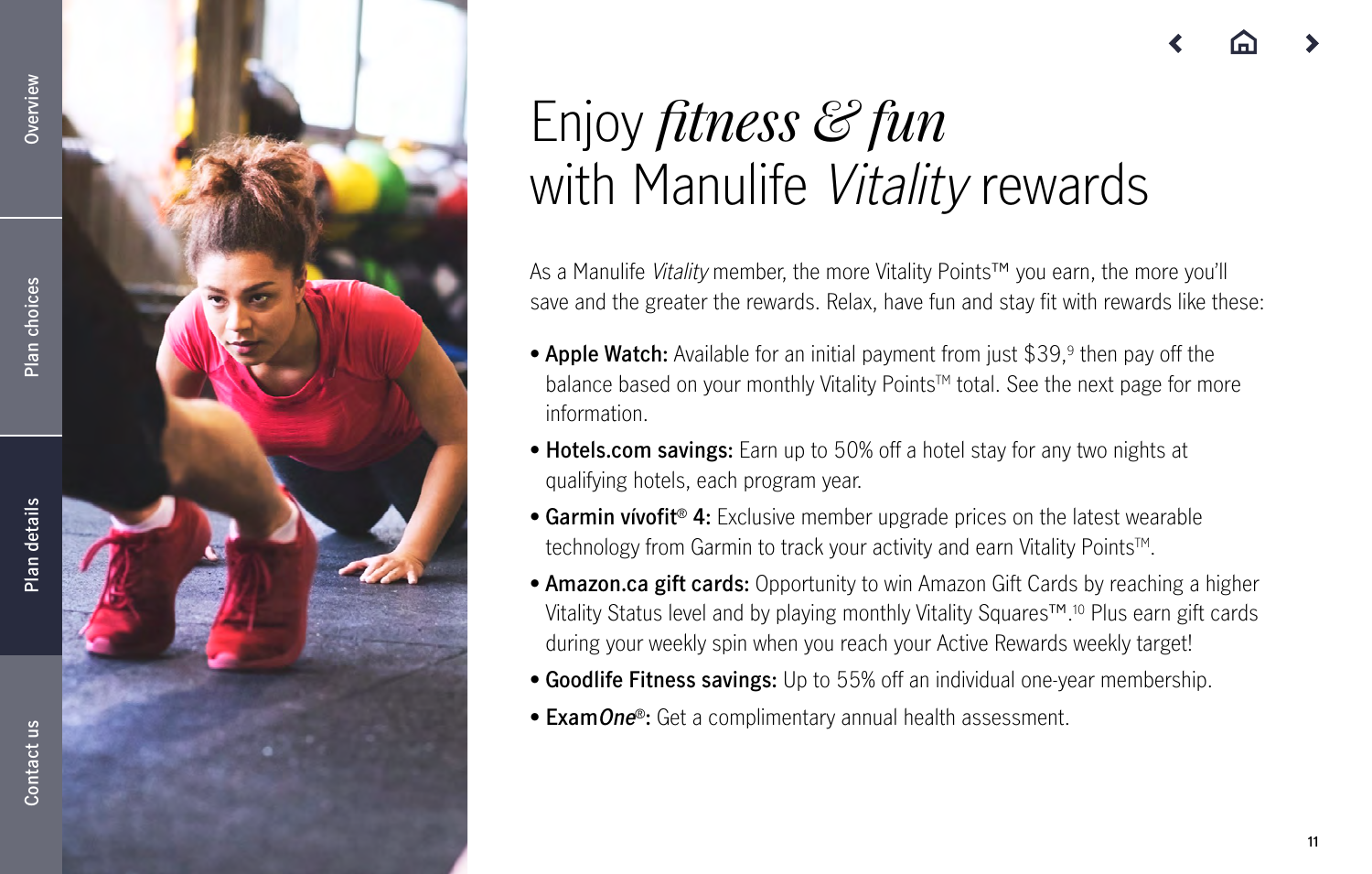# Enjoy *fitness & fun* with Manulife *Vitality* rewards

As a Manulife *Vitality* member, the more Vitality Points™ you earn, the more you'll save and the greater the rewards. Relax, have fun and stay fit with rewards like these:

- **Apple Watch:** Available for an initial payment from just $39,[9] then pay off the balance based on your monthly Vitality Points™ total. See the next page for more information.
- **Hotels.com savings:** Earn up to 50% off a hotel stay for any two nights at qualifying hotels, each program year.
- **Garmin vívofit® 4:** Exclusive member upgrade prices on the latest wearable technology from Garmin to track your activity and earn Vitality Points™.
- **Amazon.ca gift cards:** Opportunity to win Amazon Gift Cards by reaching a higher Vitality Status level and by playing monthly Vitality Squares™.[10] Plus earn gift cards during your weekly spin when you reach your Active Rewards weekly target!
- **Goodlife Fitness savings:** Up to 55% off an individual one-year membership.
- **Exam*One*®:** Get a complimentary annual health assessment.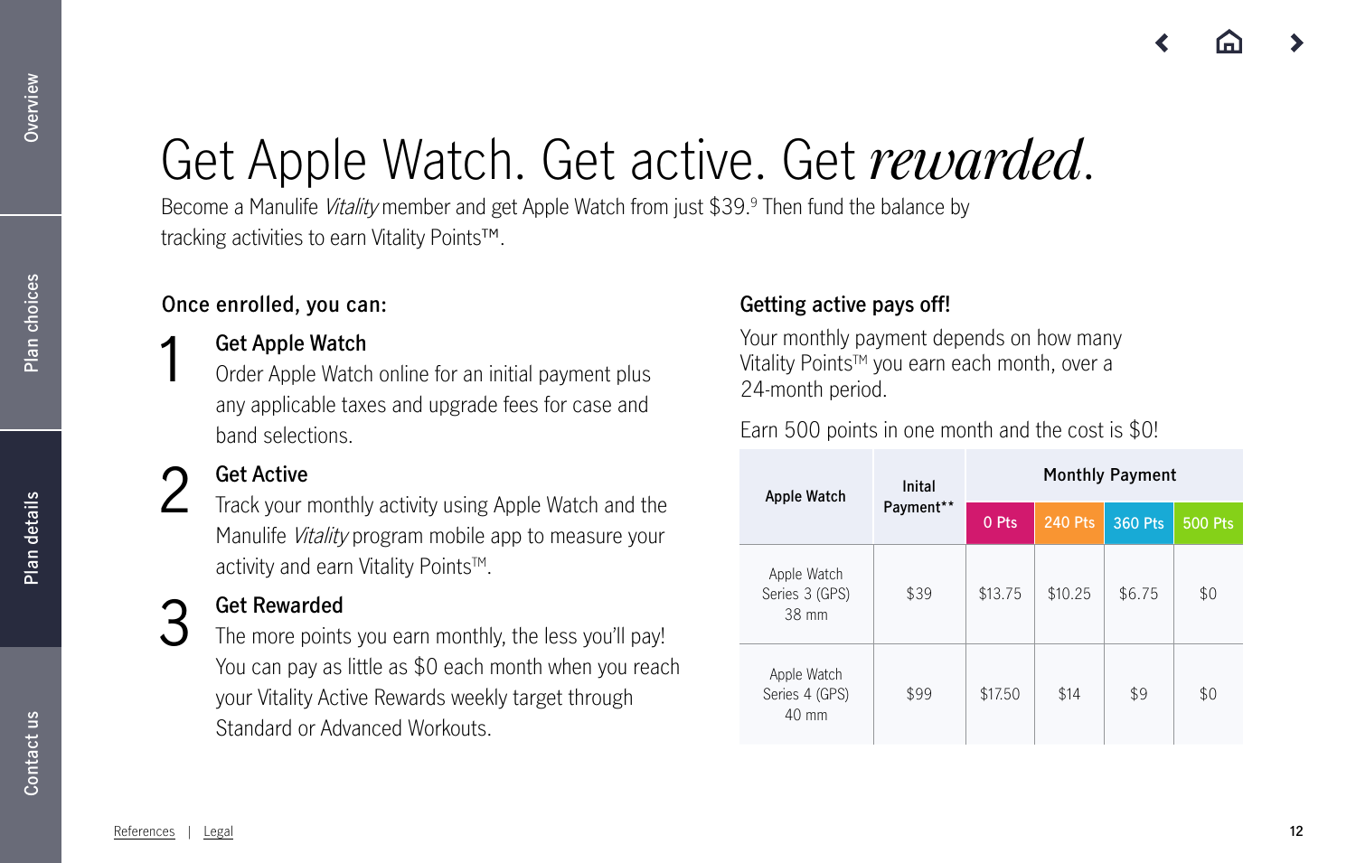# Get Apple Watch. Get active. Get *rewarded*.

Become a Manulife *Vitality* member and get Apple Watch from just $39.[9] Then fund the balance by tracking activities to earn Vitality Points™.

### Once enrolled, you can:

1. **Get Apple Watch**
   Order Apple Watch online for an initial payment plus any applicable taxes and upgrade fees for case and band selections.

2. **Get Active**
   Track your monthly activity using Apple Watch and the Manulife *Vitality* program mobile app to measure your activity and earn Vitality Points™.

3. **Get Rewarded**
   The more points you earn monthly, the less you'll pay! You can pay as little as $0 each month when you reach your Vitality Active Rewards weekly target through Standard or Advanced Workouts.

### Getting active pays off!

Your monthly payment depends on how many Vitality Points™ you earn each month, over a 24-month period.

Earn 500 points in one month and the cost is $0!

| Apple Watch | Inital Payment** | Monthly Payment | | | |
|---|---|---|---|---|---|
| | | 0 Pts | 240 Pts | 360 Pts | 500 Pts |
| Apple Watch Series 3 (GPS) 38 mm | $39 | $13.75 | $10.25 | $6.75 | $0 |
| Apple Watch Series 4 (GPS) 40 mm | $99 | $17.50 | $14 | $9 | $0 |

References | Legal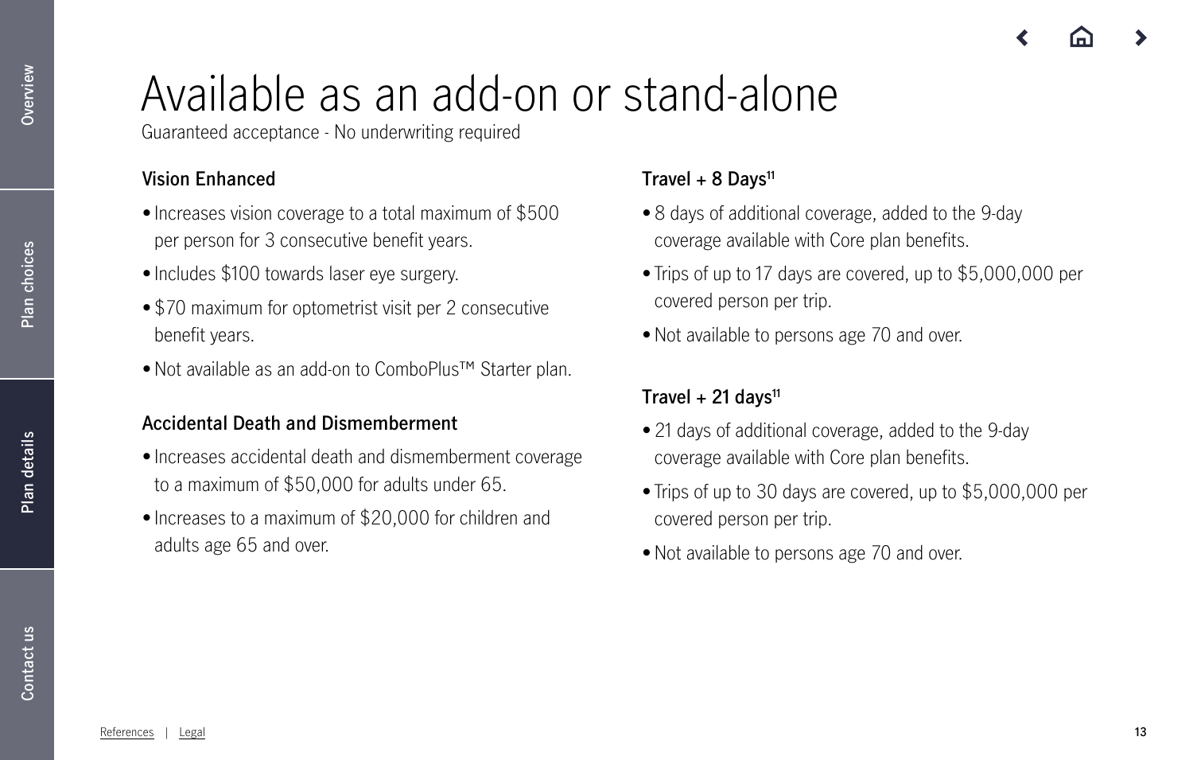# Available as an add-on or stand-alone

Guaranteed acceptance - No underwriting required

### Vision Enhanced

- Increases vision coverage to a total maximum of $500 per person for 3 consecutive benefit years.
- Includes $100 towards laser eye surgery.
- $70 maximum for optometrist visit per 2 consecutive benefit years.
- Not available as an add-on to ComboPlus™ Starter plan.

### Accidental Death and Dismemberment

- Increases accidental death and dismemberment coverage to a maximum of $50,000 for adults under 65.
- Increases to a maximum of $20,000 for children and adults age 65 and over.

### Travel + 8 Days[11]

- 8 days of additional coverage, added to the 9-day coverage available with Core plan benefits.
- Trips of up to 17 days are covered, up to $5,000,000 per covered person per trip.
- Not available to persons age 70 and over.

### Travel + 21 days[11]

- 21 days of additional coverage, added to the 9-day coverage available with Core plan benefits.
- Trips of up to 30 days are covered, up to $5,000,000 per covered person per trip.
- Not available to persons age 70 and over.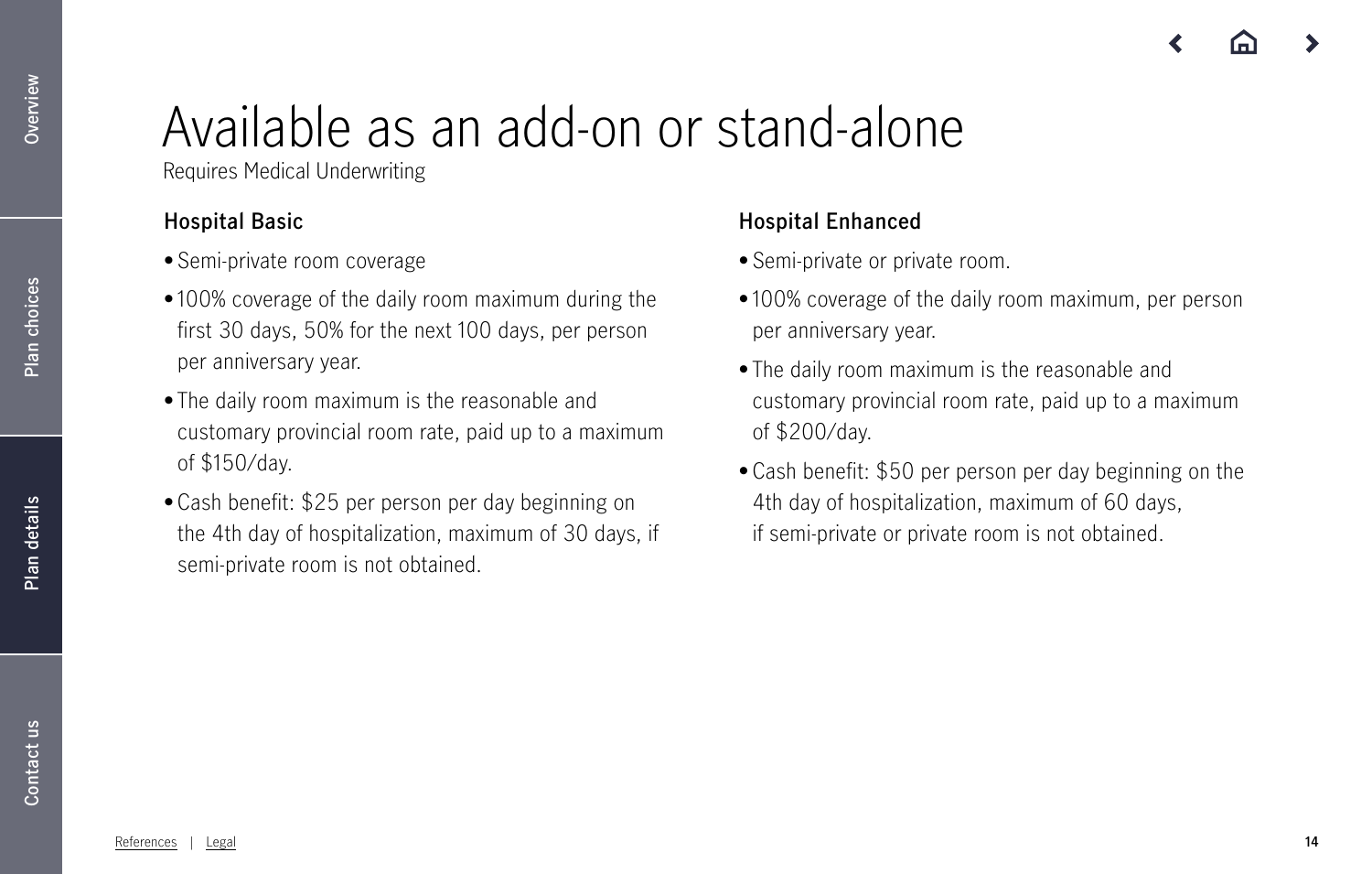# Available as an add-on or stand-alone

Requires Medical Underwriting

### Hospital Basic

- Semi-private room coverage
- 100% coverage of the daily room maximum during the first 30 days, 50% for the next 100 days, per person per anniversary year.
- The daily room maximum is the reasonable and customary provincial room rate, paid up to a maximum of $150/day.
- Cash benefit: $25 per person per day beginning on the 4th day of hospitalization, maximum of 30 days, if semi-private room is not obtained.

### Hospital Enhanced

- Semi-private or private room.
- 100% coverage of the daily room maximum, per person per anniversary year.
- The daily room maximum is the reasonable and customary provincial room rate, paid up to a maximum of $200/day.
- Cash benefit: $50 per person per day beginning on the 4th day of hospitalization, maximum of 60 days, if semi-private or private room is not obtained.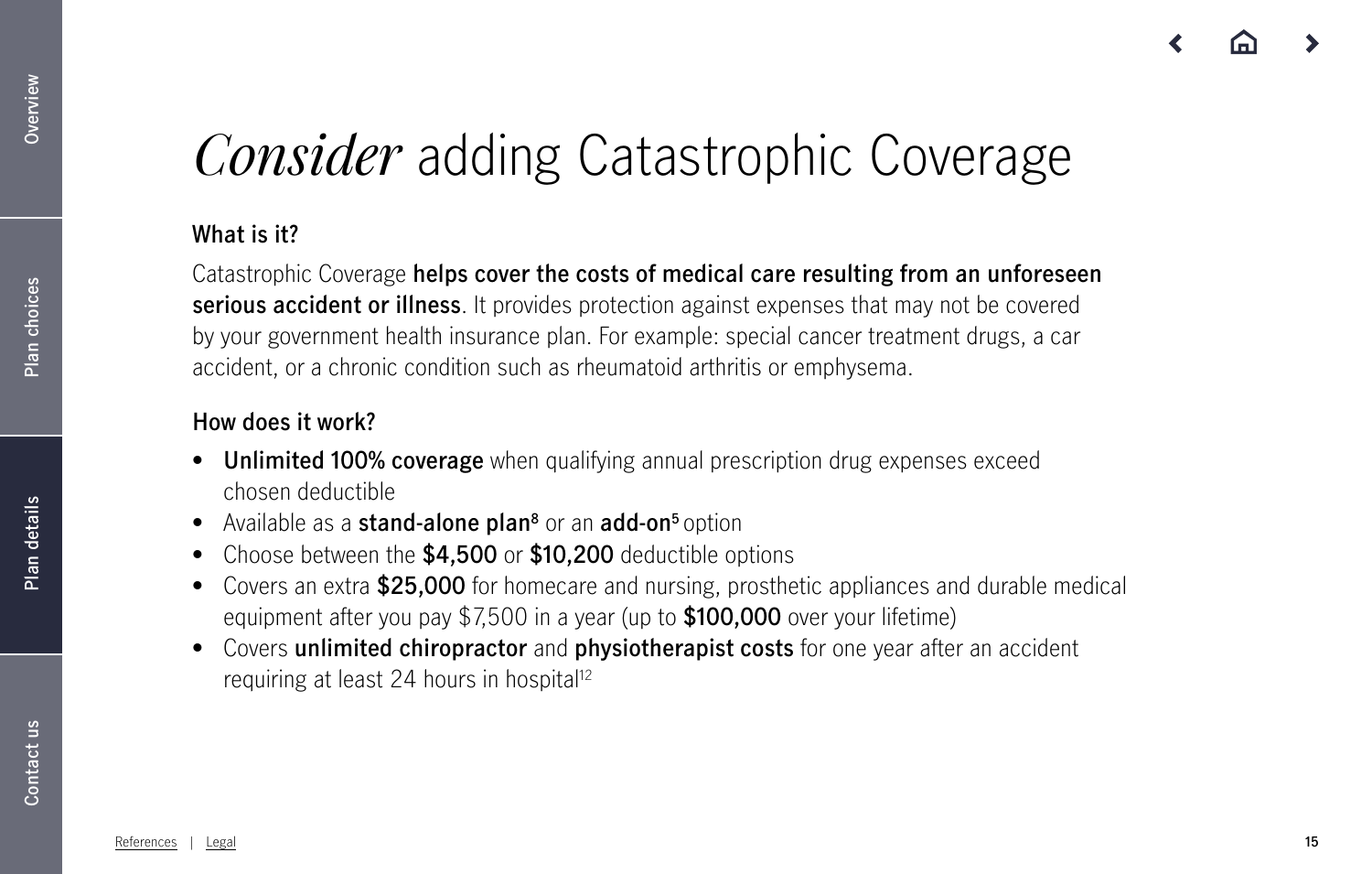# *Consider* adding Catastrophic Coverage

### What is it?

Catastrophic Coverage **helps cover the costs of medical care resulting from an unforeseen serious accident or illness**. It provides protection against expenses that may not be covered by your government health insurance plan. For example: special cancer treatment drugs, a car accident, or a chronic condition such as rheumatoid arthritis or emphysema.

### How does it work?

- **Unlimited 100% coverage** when qualifying annual prescription drug expenses exceed chosen deductible
- Available as a **stand-alone plan**[8] or an **add-on**[5] option
- Choose between the **$4,500** or **$10,200** deductible options
- Covers an extra **$25,000** for homecare and nursing, prosthetic appliances and durable medical equipment after you pay $7,500 in a year (up to **$100,000** over your lifetime)
- Covers **unlimited chiropractor** and **physiotherapist costs** for one year after an accident requiring at least 24 hours in hospital[12]

References | Legal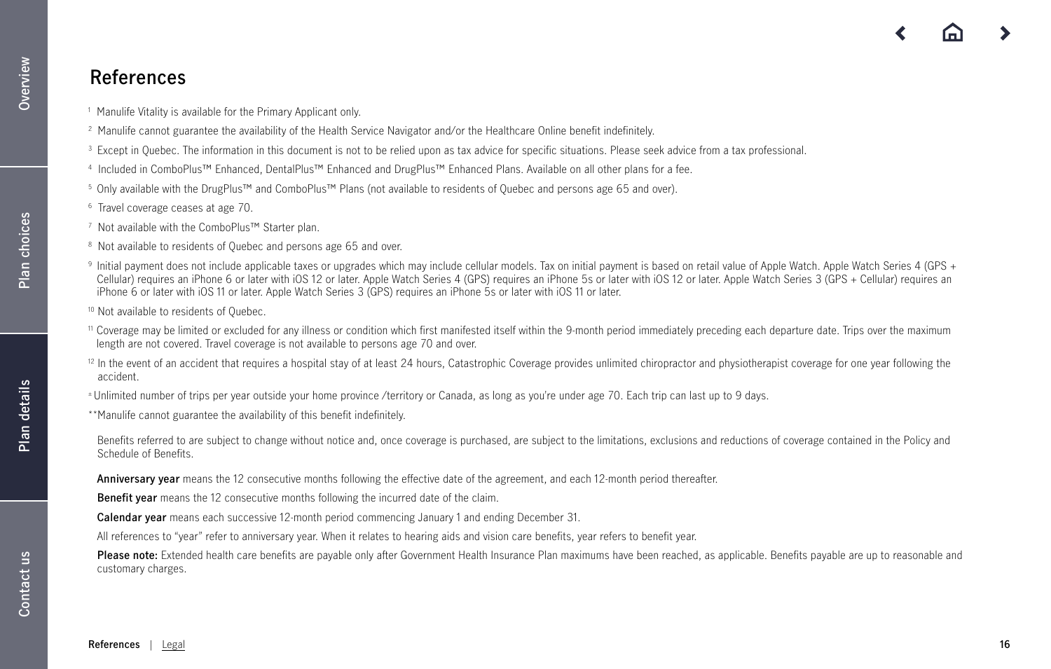# References

[1] Manulife Vitality is available for the Primary Applicant only.

[2] Manulife cannot guarantee the availability of the Health Service Navigator and/or the Healthcare Online benefit indefinitely.

[3] Except in Quebec. The information in this document is not to be relied upon as tax advice for specific situations. Please seek advice from a tax professional.

[4] Included in ComboPlus™ Enhanced, DentalPlus™ Enhanced and DrugPlus™ Enhanced Plans. Available on all other plans for a fee.

[5] Only available with the DrugPlus™ and ComboPlus™ Plans (not available to residents of Quebec and persons age 65 and over).

[6] Travel coverage ceases at age 70.

[7] Not available with the ComboPlus™ Starter plan.

[8] Not available to residents of Quebec and persons age 65 and over.

[9] Initial payment does not include applicable taxes or upgrades which may include cellular models. Tax on initial payment is based on retail value of Apple Watch. Apple Watch Series 4 (GPS + Cellular) requires an iPhone 6 or later with iOS 12 or later. Apple Watch Series 4 (GPS) requires an iPhone 5s or later with iOS 12 or later. Apple Watch Series 3 (GPS + Cellular) requires an iPhone 6 or later with iOS 11 or later. Apple Watch Series 3 (GPS) requires an iPhone 5s or later with iOS 11 or later.

[10] Not available to residents of Quebec.

[11] Coverage may be limited or excluded for any illness or condition which first manifested itself within the 9-month period immediately preceding each departure date. Trips over the maximum length are not covered. Travel coverage is not available to persons age 70 and over.

[12] In the event of an accident that requires a hospital stay of at least 24 hours, Catastrophic Coverage provides unlimited chiropractor and physiotherapist coverage for one year following the accident.

[±] Unlimited number of trips per year outside your home province /territory or Canada, as long as you're under age 70. Each trip can last up to 9 days.

**Manulife cannot guarantee the availability of this benefit indefinitely.

Benefits referred to are subject to change without notice and, once coverage is purchased, are subject to the limitations, exclusions and reductions of coverage contained in the Policy and Schedule of Benefits.

**Anniversary year** means the 12 consecutive months following the effective date of the agreement, and each 12-month period thereafter.

**Benefit year** means the 12 consecutive months following the incurred date of the claim.

**Calendar year** means each successive 12-month period commencing January 1 and ending December 31.

All references to "year" refer to anniversary year. When it relates to hearing aids and vision care benefits, year refers to benefit year.

**Please note:** Extended health care benefits are payable only after Government Health Insurance Plan maximums have been reached, as applicable. Benefits payable are up to reasonable and customary charges.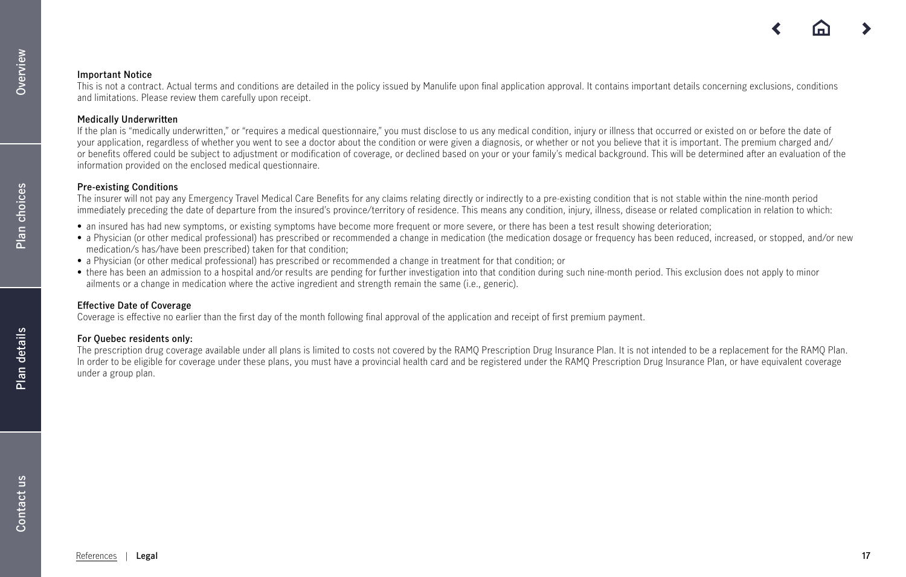### Important Notice

This is not a contract. Actual terms and conditions are detailed in the policy issued by Manulife upon final application approval. It contains important details concerning exclusions, conditions and limitations. Please review them carefully upon receipt.

### Medically Underwritten

If the plan is "medically underwritten," or "requires a medical questionnaire," you must disclose to us any medical condition, injury or illness that occurred or existed on or before the date of your application, regardless of whether you went to see a doctor about the condition or were given a diagnosis, or whether or not you believe that it is important. The premium charged and/or benefits offered could be subject to adjustment or modification of coverage, or declined based on your or your family's medical background. This will be determined after an evaluation of the information provided on the enclosed medical questionnaire.

### Pre-existing Conditions

The insurer will not pay any Emergency Travel Medical Care Benefits for any claims relating directly or indirectly to a pre-existing condition that is not stable within the nine-month period immediately preceding the date of departure from the insured's province/territory of residence. This means any condition, injury, illness, disease or related complication in relation to which:

- an insured has had new symptoms, or existing symptoms have become more frequent or more severe, or there has been a test result showing deterioration;
- a Physician (or other medical professional) has prescribed or recommended a change in medication (the medication dosage or frequency has been reduced, increased, or stopped, and/or new medication/s has/have been prescribed) taken for that condition;
- a Physician (or other medical professional) has prescribed or recommended a change in treatment for that condition; or
- there has been an admission to a hospital and/or results are pending for further investigation into that condition during such nine-month period. This exclusion does not apply to minor ailments or a change in medication where the active ingredient and strength remain the same (i.e., generic).

### Effective Date of Coverage

Coverage is effective no earlier than the first day of the month following final approval of the application and receipt of first premium payment.

### For Quebec residents only:

The prescription drug coverage available under all plans is limited to costs not covered by the RAMQ Prescription Drug Insurance Plan. It is not intended to be a replacement for the RAMQ Plan. In order to be eligible for coverage under these plans, you must have a provincial health card and be registered under the RAMQ Prescription Drug Insurance Plan, or have equivalent coverage under a group plan.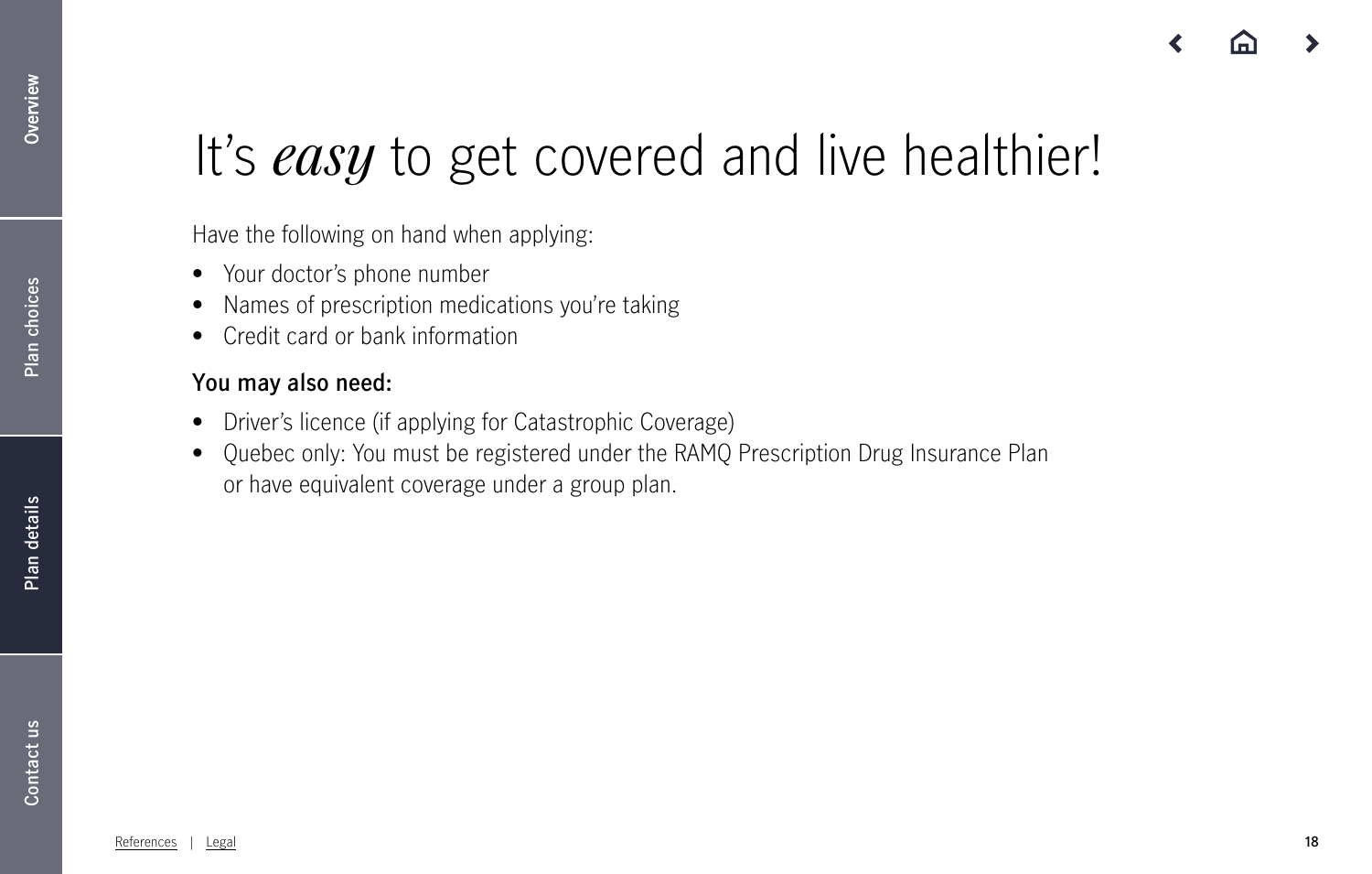# It's *easy* to get covered and live healthier!

Have the following on hand when applying:

- Your doctor's phone number
- Names of prescription medications you're taking
- Credit card or bank information

**You may also need:**

- Driver's licence (if applying for Catastrophic Coverage)
- Quebec only: You must be registered under the RAMQ Prescription Drug Insurance Plan or have equivalent coverage under a group plan.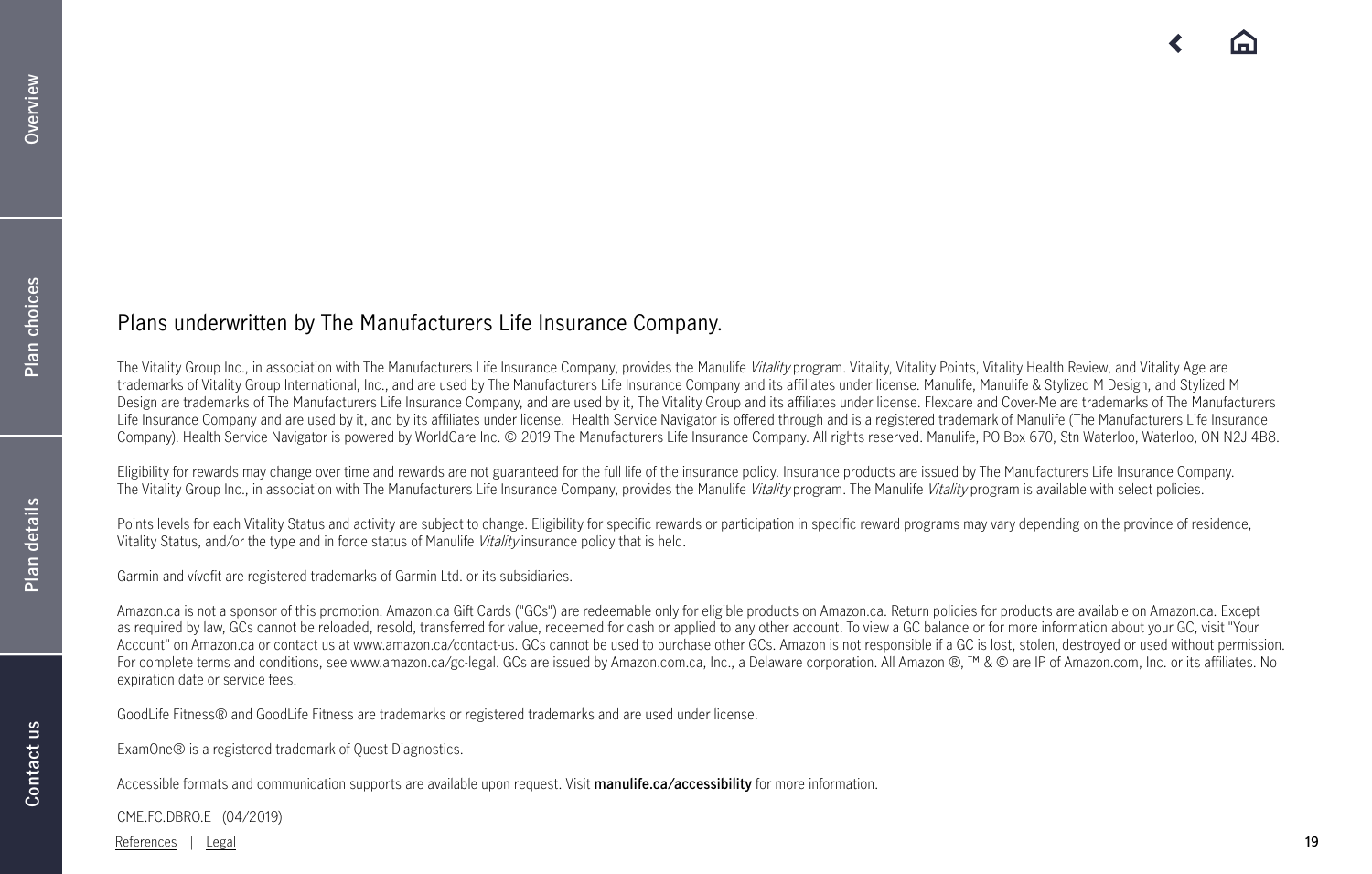## Plans underwritten by The Manufacturers Life Insurance Company.

The Vitality Group Inc., in association with The Manufacturers Life Insurance Company, provides the Manulife *Vitality* program. Vitality, Vitality Points, Vitality Health Review, and Vitality Age are trademarks of Vitality Group International, Inc., and are used by The Manufacturers Life Insurance Company and its affiliates under license. Manulife, Manulife & Stylized M Design, and Stylized M Design are trademarks of The Manufacturers Life Insurance Company, and are used by it, The Vitality Group and its affiliates under license. Flexcare and Cover-Me are trademarks of The Manufacturers Life Insurance Company and are used by it, and by its affiliates under license. Health Service Navigator is offered through and is a registered trademark of Manulife (The Manufacturers Life Insurance Company). Health Service Navigator is powered by WorldCare Inc. © 2019 The Manufacturers Life Insurance Company. All rights reserved. Manulife, PO Box 670, Stn Waterloo, Waterloo, ON N2J 4B8.

Eligibility for rewards may change over time and rewards are not guaranteed for the full life of the insurance policy. Insurance products are issued by The Manufacturers Life Insurance Company. The Vitality Group Inc., in association with The Manufacturers Life Insurance Company, provides the Manulife *Vitality* program. The Manulife *Vitality* program is available with select policies.

Points levels for each Vitality Status and activity are subject to change. Eligibility for specific rewards or participation in specific reward programs may vary depending on the province of residence, Vitality Status, and/or the type and in force status of Manulife *Vitality* insurance policy that is held.

Garmin and vívofit are registered trademarks of Garmin Ltd. or its subsidiaries.

Amazon.ca is not a sponsor of this promotion. Amazon.ca Gift Cards ("GCs") are redeemable only for eligible products on Amazon.ca. Return policies for products are available on Amazon.ca. Except as required by law, GCs cannot be reloaded, resold, transferred for value, redeemed for cash or applied to any other account. To view a GC balance or for more information about your GC, visit "Your Account" on Amazon.ca or contact us at www.amazon.ca/contact-us. GCs cannot be used to purchase other GCs. Amazon is not responsible if a GC is lost, stolen, destroyed or used without permission. For complete terms and conditions, see www.amazon.ca/gc-legal. GCs are issued by Amazon.com.ca, Inc., a Delaware corporation. All Amazon ®, ™ & © are IP of Amazon.com, Inc. or its affiliates. No expiration date or service fees.

GoodLife Fitness® and GoodLife Fitness are trademarks or registered trademarks and are used under license.

ExamOne® is a registered trademark of Quest Diagnostics.

Accessible formats and communication supports are available upon request. Visit **manulife.ca/accessibility** for more information.

CME.FC.DBRO.E (04/2019)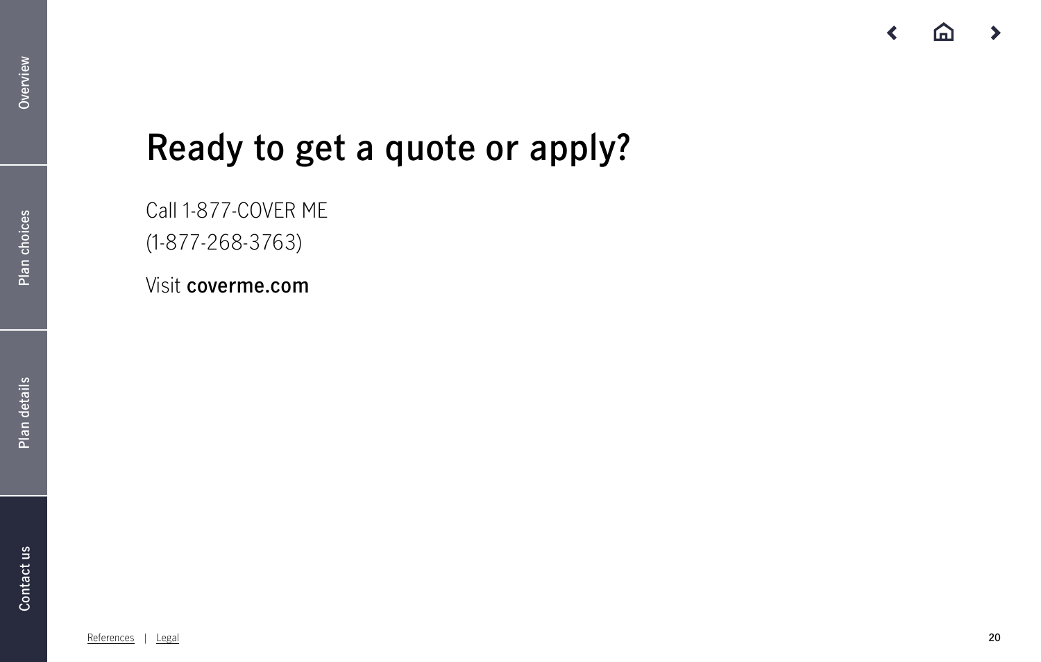# Ready to get a quote or apply?

Call 1-877-COVER ME
(1-877-268-3763)

Visit **coverme.com**